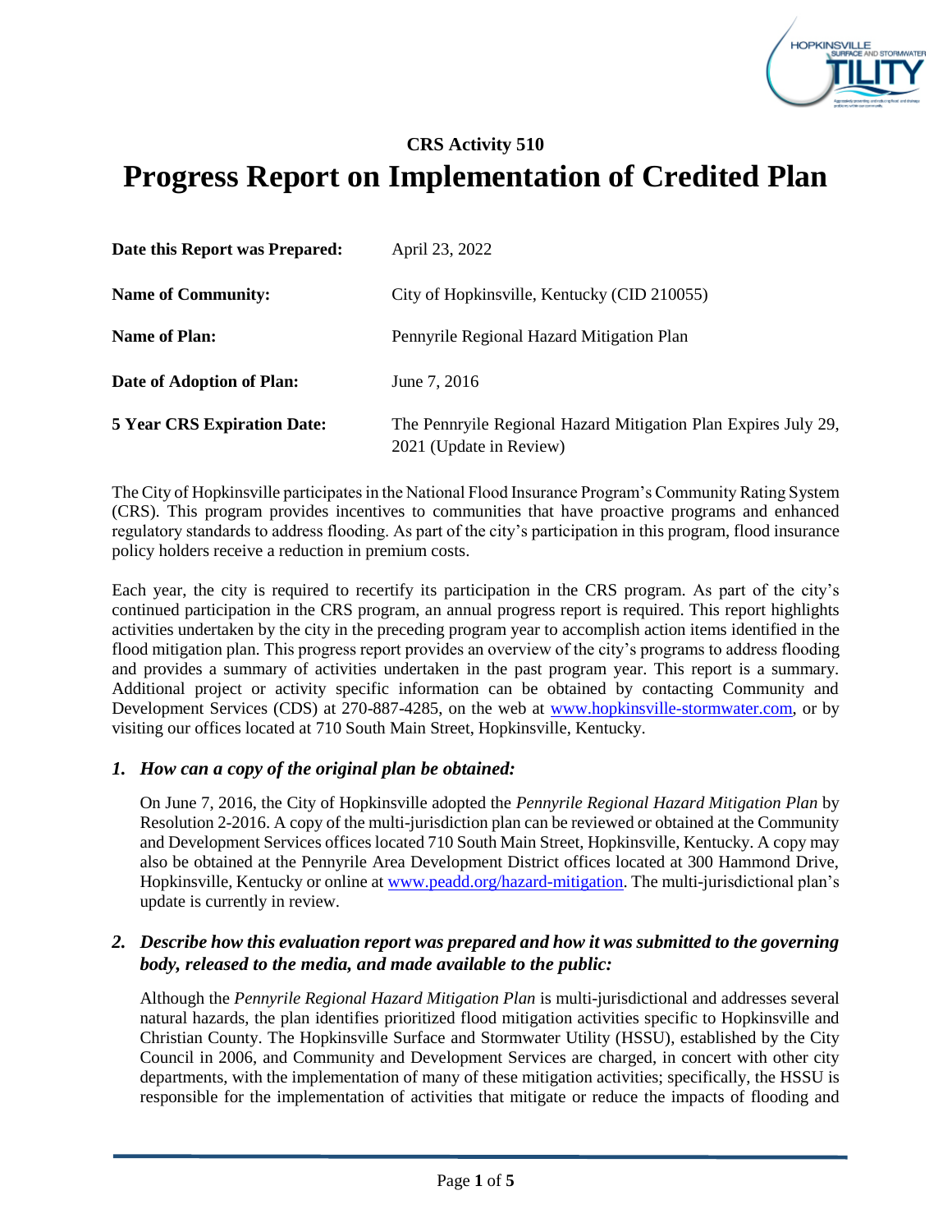CRS Activity 510

# Progress Report on Implementation of Credited Plan

| | |
|---|---|
| **Date this Report was Prepared:** | April 23, 2022 |
| **Name of Community:** | City of Hopkinsville, Kentucky (CID 210055) |
| **Name of Plan:** | Pennyrile Regional Hazard Mitigation Plan |
| **Date of Adoption of Plan:** | June 7, 2016 |
| **5 Year CRS Expiration Date:** | The Pennryile Regional Hazard Mitigation Plan Expires July 29, 2021 (Update in Review) |

The City of Hopkinsville participates in the National Flood Insurance Program's Community Rating System (CRS). This program provides incentives to communities that have proactive programs and enhanced regulatory standards to address flooding. As part of the city's participation in this program, flood insurance policy holders receive a reduction in premium costs.

Each year, the city is required to recertify its participation in the CRS program. As part of the city's continued participation in the CRS program, an annual progress report is required. This report highlights activities undertaken by the city in the preceding program year to accomplish action items identified in the flood mitigation plan. This progress report provides an overview of the city's programs to address flooding and provides a summary of activities undertaken in the past program year. This report is a summary. Additional project or activity specific information can be obtained by contacting Community and Development Services (CDS) at 270-887-4285, on the web at www.hopkinsville-stormwater.com, or by visiting our offices located at 710 South Main Street, Hopkinsville, Kentucky.

### *1. How can a copy of the original plan be obtained:*

On June 7, 2016, the City of Hopkinsville adopted the *Pennyrile Regional Hazard Mitigation Plan* by Resolution 2-2016. A copy of the multi-jurisdiction plan can be reviewed or obtained at the Community and Development Services offices located 710 South Main Street, Hopkinsville, Kentucky. A copy may also be obtained at the Pennyrile Area Development District offices located at 300 Hammond Drive, Hopkinsville, Kentucky or online at www.peadd.org/hazard-mitigation. The multi-jurisdictional plan's update is currently in review.

### *2. Describe how this evaluation report was prepared and how it was submitted to the governing body, released to the media, and made available to the public:*

Although the *Pennyrile Regional Hazard Mitigation Plan* is multi-jurisdictional and addresses several natural hazards, the plan identifies prioritized flood mitigation activities specific to Hopkinsville and Christian County. The Hopkinsville Surface and Stormwater Utility (HSSU), established by the City Council in 2006, and Community and Development Services are charged, in concert with other city departments, with the implementation of many of these mitigation activities; specifically, the HSSU is responsible for the implementation of activities that mitigate or reduce the impacts of flooding and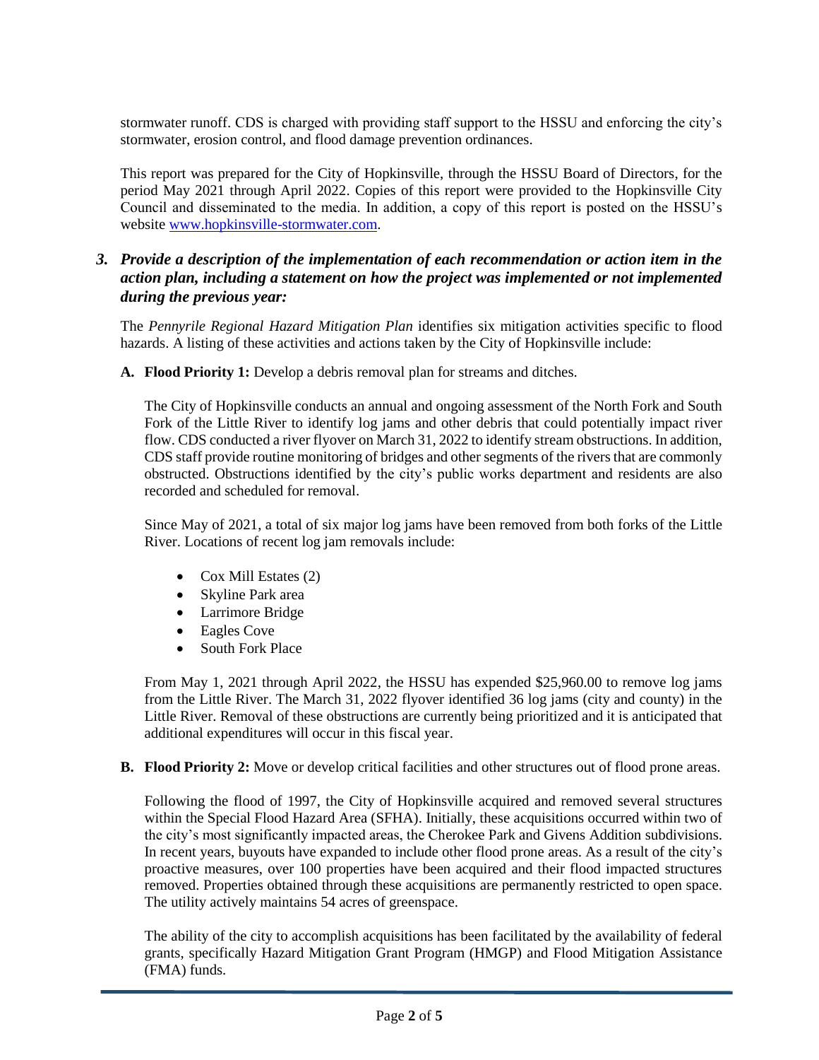stormwater runoff. CDS is charged with providing staff support to the HSSU and enforcing the city's stormwater, erosion control, and flood damage prevention ordinances.

This report was prepared for the City of Hopkinsville, through the HSSU Board of Directors, for the period May 2021 through April 2022. Copies of this report were provided to the Hopkinsville City Council and disseminated to the media. In addition, a copy of this report is posted on the HSSU's website [www.hopkinsville-stormwater.com](http://www.hopkinsville-stormwater.com).

### *3. Provide a description of the implementation of each recommendation or action item in the action plan, including a statement on how the project was implemented or not implemented during the previous year:*

The *Pennyrile Regional Hazard Mitigation Plan* identifies six mitigation activities specific to flood hazards. A listing of these activities and actions taken by the City of Hopkinsville include:

**A. Flood Priority 1:** Develop a debris removal plan for streams and ditches.

The City of Hopkinsville conducts an annual and ongoing assessment of the North Fork and South Fork of the Little River to identify log jams and other debris that could potentially impact river flow. CDS conducted a river flyover on March 31, 2022 to identify stream obstructions. In addition, CDS staff provide routine monitoring of bridges and other segments of the rivers that are commonly obstructed. Obstructions identified by the city's public works department and residents are also recorded and scheduled for removal.

Since May of 2021, a total of six major log jams have been removed from both forks of the Little River. Locations of recent log jam removals include:

- Cox Mill Estates (2)
- Skyline Park area
- Larrimore Bridge
- Eagles Cove
- South Fork Place

From May 1, 2021 through April 2022, the HSSU has expended $25,960.00 to remove log jams from the Little River. The March 31, 2022 flyover identified 36 log jams (city and county) in the Little River. Removal of these obstructions are currently being prioritized and it is anticipated that additional expenditures will occur in this fiscal year.

**B. Flood Priority 2:** Move or develop critical facilities and other structures out of flood prone areas.

Following the flood of 1997, the City of Hopkinsville acquired and removed several structures within the Special Flood Hazard Area (SFHA). Initially, these acquisitions occurred within two of the city's most significantly impacted areas, the Cherokee Park and Givens Addition subdivisions. In recent years, buyouts have expanded to include other flood prone areas. As a result of the city's proactive measures, over 100 properties have been acquired and their flood impacted structures removed. Properties obtained through these acquisitions are permanently restricted to open space. The utility actively maintains 54 acres of greenspace.

The ability of the city to accomplish acquisitions has been facilitated by the availability of federal grants, specifically Hazard Mitigation Grant Program (HMGP) and Flood Mitigation Assistance (FMA) funds.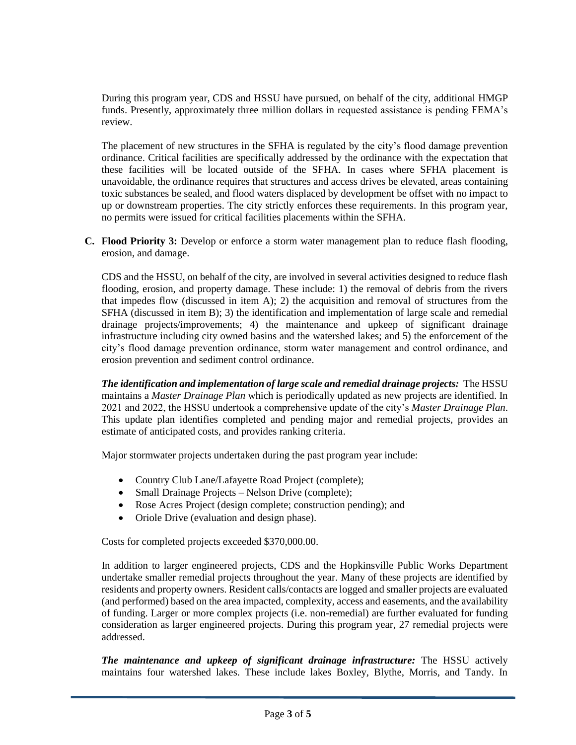During this program year, CDS and HSSU have pursued, on behalf of the city, additional HMGP funds. Presently, approximately three million dollars in requested assistance is pending FEMA's review.

The placement of new structures in the SFHA is regulated by the city's flood damage prevention ordinance. Critical facilities are specifically addressed by the ordinance with the expectation that these facilities will be located outside of the SFHA. In cases where SFHA placement is unavoidable, the ordinance requires that structures and access drives be elevated, areas containing toxic substances be sealed, and flood waters displaced by development be offset with no impact to up or downstream properties. The city strictly enforces these requirements. In this program year, no permits were issued for critical facilities placements within the SFHA.

**C. Flood Priority 3:** Develop or enforce a storm water management plan to reduce flash flooding, erosion, and damage.

CDS and the HSSU, on behalf of the city, are involved in several activities designed to reduce flash flooding, erosion, and property damage. These include: 1) the removal of debris from the rivers that impedes flow (discussed in item A); 2) the acquisition and removal of structures from the SFHA (discussed in item B); 3) the identification and implementation of large scale and remedial drainage projects/improvements; 4) the maintenance and upkeep of significant drainage infrastructure including city owned basins and the watershed lakes; and 5) the enforcement of the city's flood damage prevention ordinance, storm water management and control ordinance, and erosion prevention and sediment control ordinance.

***The identification and implementation of large scale and remedial drainage projects:*** The HSSU maintains a *Master Drainage Plan* which is periodically updated as new projects are identified. In 2021 and 2022, the HSSU undertook a comprehensive update of the city's *Master Drainage Plan*. This update plan identifies completed and pending major and remedial projects, provides an estimate of anticipated costs, and provides ranking criteria.

Major stormwater projects undertaken during the past program year include:

- Country Club Lane/Lafayette Road Project (complete);
- Small Drainage Projects – Nelson Drive (complete);
- Rose Acres Project (design complete; construction pending); and
- Oriole Drive (evaluation and design phase).

Costs for completed projects exceeded $370,000.00.

In addition to larger engineered projects, CDS and the Hopkinsville Public Works Department undertake smaller remedial projects throughout the year. Many of these projects are identified by residents and property owners. Resident calls/contacts are logged and smaller projects are evaluated (and performed) based on the area impacted, complexity, access and easements, and the availability of funding. Larger or more complex projects (i.e. non-remedial) are further evaluated for funding consideration as larger engineered projects. During this program year, 27 remedial projects were addressed.

***The maintenance and upkeep of significant drainage infrastructure:*** The HSSU actively maintains four watershed lakes. These include lakes Boxley, Blythe, Morris, and Tandy. In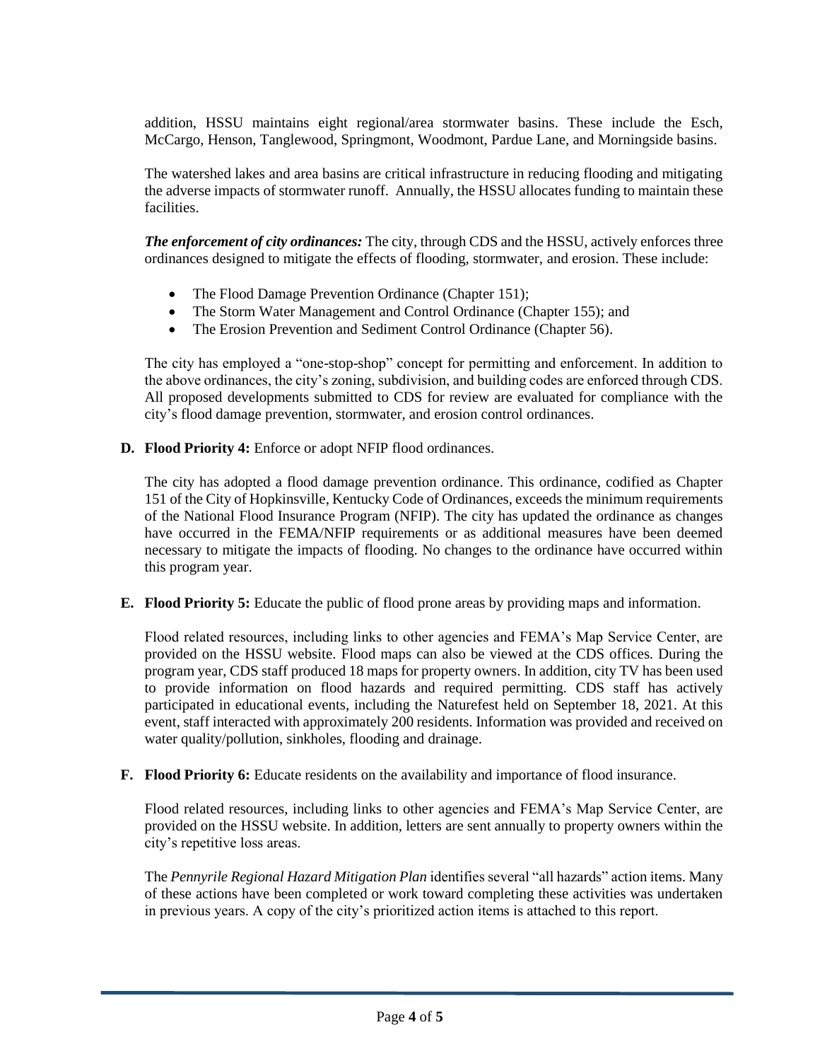addition, HSSU maintains eight regional/area stormwater basins. These include the Esch, McCargo, Henson, Tanglewood, Springmont, Woodmont, Pardue Lane, and Morningside basins.

The watershed lakes and area basins are critical infrastructure in reducing flooding and mitigating the adverse impacts of stormwater runoff. Annually, the HSSU allocates funding to maintain these facilities.

***The enforcement of city ordinances:*** The city, through CDS and the HSSU, actively enforces three ordinances designed to mitigate the effects of flooding, stormwater, and erosion. These include:

- The Flood Damage Prevention Ordinance (Chapter 151);
- The Storm Water Management and Control Ordinance (Chapter 155); and
- The Erosion Prevention and Sediment Control Ordinance (Chapter 56).

The city has employed a "one-stop-shop" concept for permitting and enforcement. In addition to the above ordinances, the city's zoning, subdivision, and building codes are enforced through CDS. All proposed developments submitted to CDS for review are evaluated for compliance with the city's flood damage prevention, stormwater, and erosion control ordinances.

**D. Flood Priority 4:** Enforce or adopt NFIP flood ordinances.

The city has adopted a flood damage prevention ordinance. This ordinance, codified as Chapter 151 of the City of Hopkinsville, Kentucky Code of Ordinances, exceeds the minimum requirements of the National Flood Insurance Program (NFIP). The city has updated the ordinance as changes have occurred in the FEMA/NFIP requirements or as additional measures have been deemed necessary to mitigate the impacts of flooding. No changes to the ordinance have occurred within this program year.

**E. Flood Priority 5:** Educate the public of flood prone areas by providing maps and information.

Flood related resources, including links to other agencies and FEMA's Map Service Center, are provided on the HSSU website. Flood maps can also be viewed at the CDS offices. During the program year, CDS staff produced 18 maps for property owners. In addition, city TV has been used to provide information on flood hazards and required permitting. CDS staff has actively participated in educational events, including the Naturefest held on September 18, 2021. At this event, staff interacted with approximately 200 residents. Information was provided and received on water quality/pollution, sinkholes, flooding and drainage.

**F. Flood Priority 6:** Educate residents on the availability and importance of flood insurance.

Flood related resources, including links to other agencies and FEMA's Map Service Center, are provided on the HSSU website. In addition, letters are sent annually to property owners within the city's repetitive loss areas.

The *Pennyrile Regional Hazard Mitigation Plan* identifies several "all hazards" action items. Many of these actions have been completed or work toward completing these activities was undertaken in previous years. A copy of the city's prioritized action items is attached to this report.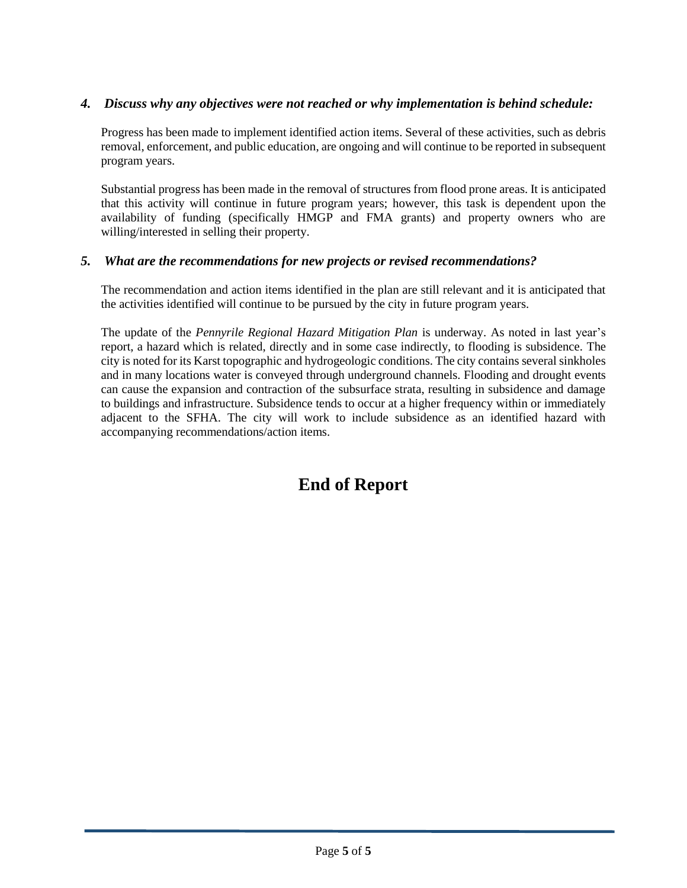### *4. Discuss why any objectives were not reached or why implementation is behind schedule:*

Progress has been made to implement identified action items. Several of these activities, such as debris removal, enforcement, and public education, are ongoing and will continue to be reported in subsequent program years.

Substantial progress has been made in the removal of structures from flood prone areas. It is anticipated that this activity will continue in future program years; however, this task is dependent upon the availability of funding (specifically HMGP and FMA grants) and property owners who are willing/interested in selling their property.

### *5. What are the recommendations for new projects or revised recommendations?*

The recommendation and action items identified in the plan are still relevant and it is anticipated that the activities identified will continue to be pursued by the city in future program years.

The update of the *Pennyrile Regional Hazard Mitigation Plan* is underway. As noted in last year's report, a hazard which is related, directly and in some case indirectly, to flooding is subsidence. The city is noted for its Karst topographic and hydrogeologic conditions. The city contains several sinkholes and in many locations water is conveyed through underground channels. Flooding and drought events can cause the expansion and contraction of the subsurface strata, resulting in subsidence and damage to buildings and infrastructure. Subsidence tends to occur at a higher frequency within or immediately adjacent to the SFHA. The city will work to include subsidence as an identified hazard with accompanying recommendations/action items.

# End of Report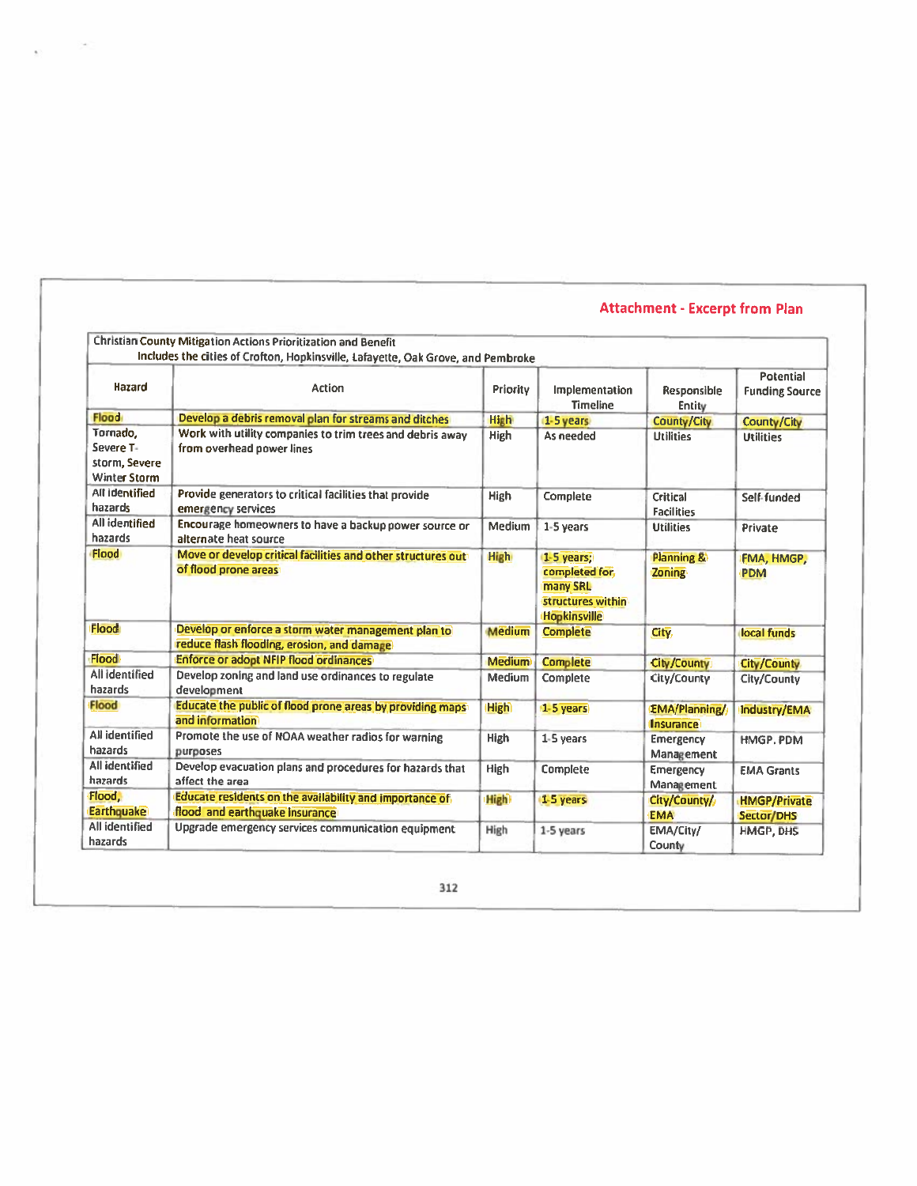## Attachment - Excerpt from Plan

Christian County Mitigation Actions Prioritization and Benefit
Includes the cities of Crofton, Hopkinsville, Lafayette, Oak Grove, and Pembroke

| Hazard | Action | Priority | Implementation Timeline | Responsible Entity | Potential Funding Source |
|---|---|---|---|---|---|
| Flood | Develop a debris removal plan for streams and ditches | High | 1-5 years | County/City | County/City |
| Tornado, Severe T-storm, Severe Winter Storm | Work with utility companies to trim trees and debris away from overhead power lines | High | As needed | Utilities | Utilities |
| All identified hazards | Provide generators to critical facilities that provide emergency services | High | Complete | Critical Facilities | Self-funded |
| All identified hazards | Encourage homeowners to have a backup power source or alternate heat source | Medium | 1-5 years | Utilities | Private |
| Flood | Move or develop critical facilities and other structures out of flood prone areas | High | 1-5 years; completed for many SRL structures within Hopkinsville | Planning & Zoning | FMA, HMGP, PDM |
| Flood | Develop or enforce a storm water management plan to reduce flash flooding, erosion, and damage | Medium | Complete | City | local funds |
| Flood | Enforce or adopt NFIP flood ordinances | Medium | Complete | City/County | City/County |
| All identified hazards | Develop zoning and land use ordinances to regulate development | Medium | Complete | City/County | City/County |
| Flood | Educate the public of flood prone areas by providing maps and information | High | 1-5 years | EMA/Planning/ Insurance | Industry/EMA |
| All identified hazards | Promote the use of NOAA weather radios for warning purposes | High | 1-5 years | Emergency Management | HMGP, PDM |
| All identified hazards | Develop evacuation plans and procedures for hazards that affect the area | High | Complete | Emergency Management | EMA Grants |
| Flood, Earthquake | Educate residents on the availability and importance of flood and earthquake insurance | High | 1-5 years | City/County/ EMA | HMGP/Private Sector/DHS |
| All identified hazards | Upgrade emergency services communication equipment | High | 1-5 years | EMA/City/ County | HMGP, DHS |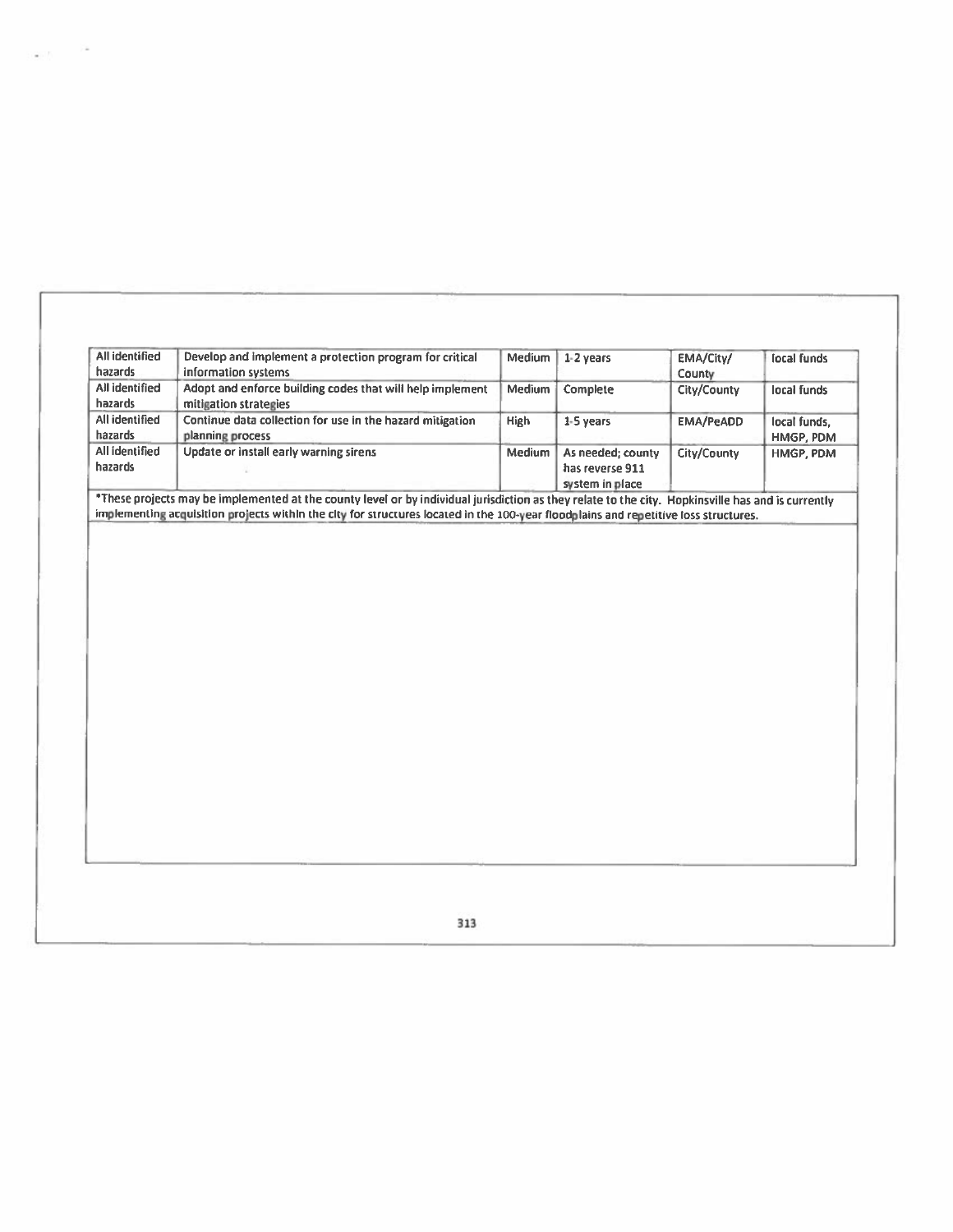| | | | | | |
|---|---|---|---|---|---|
| All identified hazards | Develop and implement a protection program for critical information systems | Medium | 1-2 years | EMA/City/ County | local funds |
| All identified hazards | Adopt and enforce building codes that will help implement mitigation strategies | Medium | Complete | City/County | local funds |
| All identified hazards | Continue data collection for use in the hazard mitigation planning process | High | 1-5 years | EMA/PeADD | local funds, HMGP, PDM |
| All identified hazards | Update or install early warning sirens | Medium | As needed; county has reverse 911 system in place | City/County | HMGP, PDM |

*These projects may be implemented at the county level or by individual jurisdiction as they relate to the city. Hopkinsville has and is currently implementing acquisition projects within the city for structures located in the 100-year floodplains and repetitive loss structures.